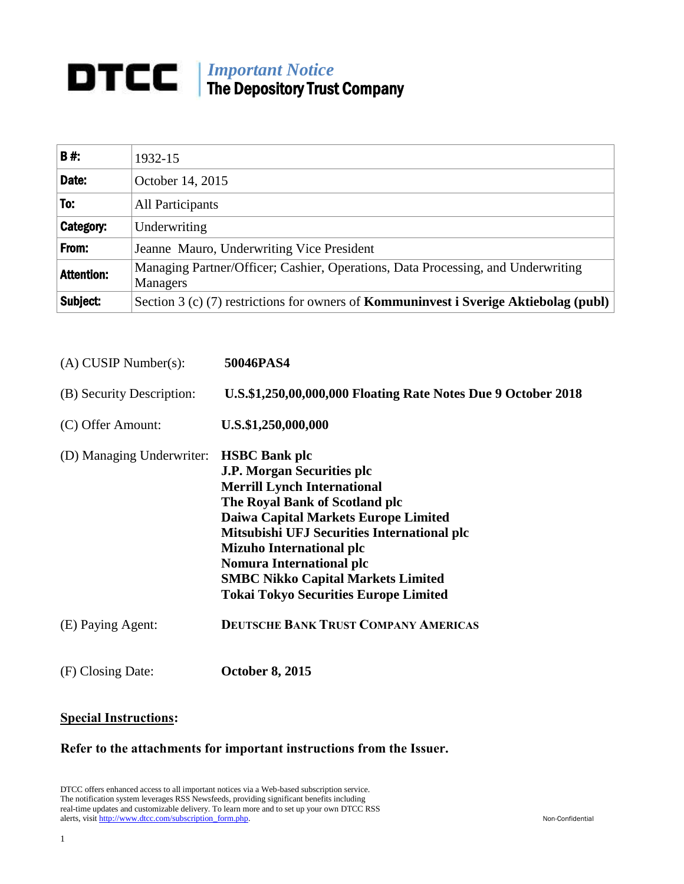# DTCC | *Important Notice* The Depository Trust Company

| | |
|---|---|
| **B #:** | 1932-15 |
| **Date:** | October 14, 2015 |
| **To:** | All Participants |
| **Category:** | Underwriting |
| **From:** | Jeanne Mauro, Underwriting Vice President |
| **Attention:** | Managing Partner/Officer; Cashier, Operations, Data Processing, and Underwriting Managers |
| **Subject:** | Section 3 (c) (7) restrictions for owners of **Kommuninvest i Sverige Aktiebolag (publ)** |

(A) CUSIP Number(s): **50046PAS4**

(B) Security Description: **U.S.$1,250,00,000,000 Floating Rate Notes Due 9 October 2018**

(C) Offer Amount: **U.S.$1,250,000,000**

(D) Managing Underwriter:
**HSBC Bank plc**
**J.P. Morgan Securities plc**
**Merrill Lynch International**
**The Royal Bank of Scotland plc**
**Daiwa Capital Markets Europe Limited**
**Mitsubishi UFJ Securities International plc**
**Mizuho International plc**
**Nomura International plc**
**SMBC Nikko Capital Markets Limited**
**Tokai Tokyo Securities Europe Limited**

(E) Paying Agent: **DEUTSCHE BANK TRUST COMPANY AMERICAS**

(F) Closing Date: **October 8, 2015**

**Special Instructions:**

**Refer to the attachments for important instructions from the Issuer.**

DTCC offers enhanced access to all important notices via a Web-based subscription service. The notification system leverages RSS Newsfeeds, providing significant benefits including real-time updates and customizable delivery. To learn more and to set up your own DTCC RSS alerts, visit http://www.dtcc.com/subscription_form.php.

Non-Confidential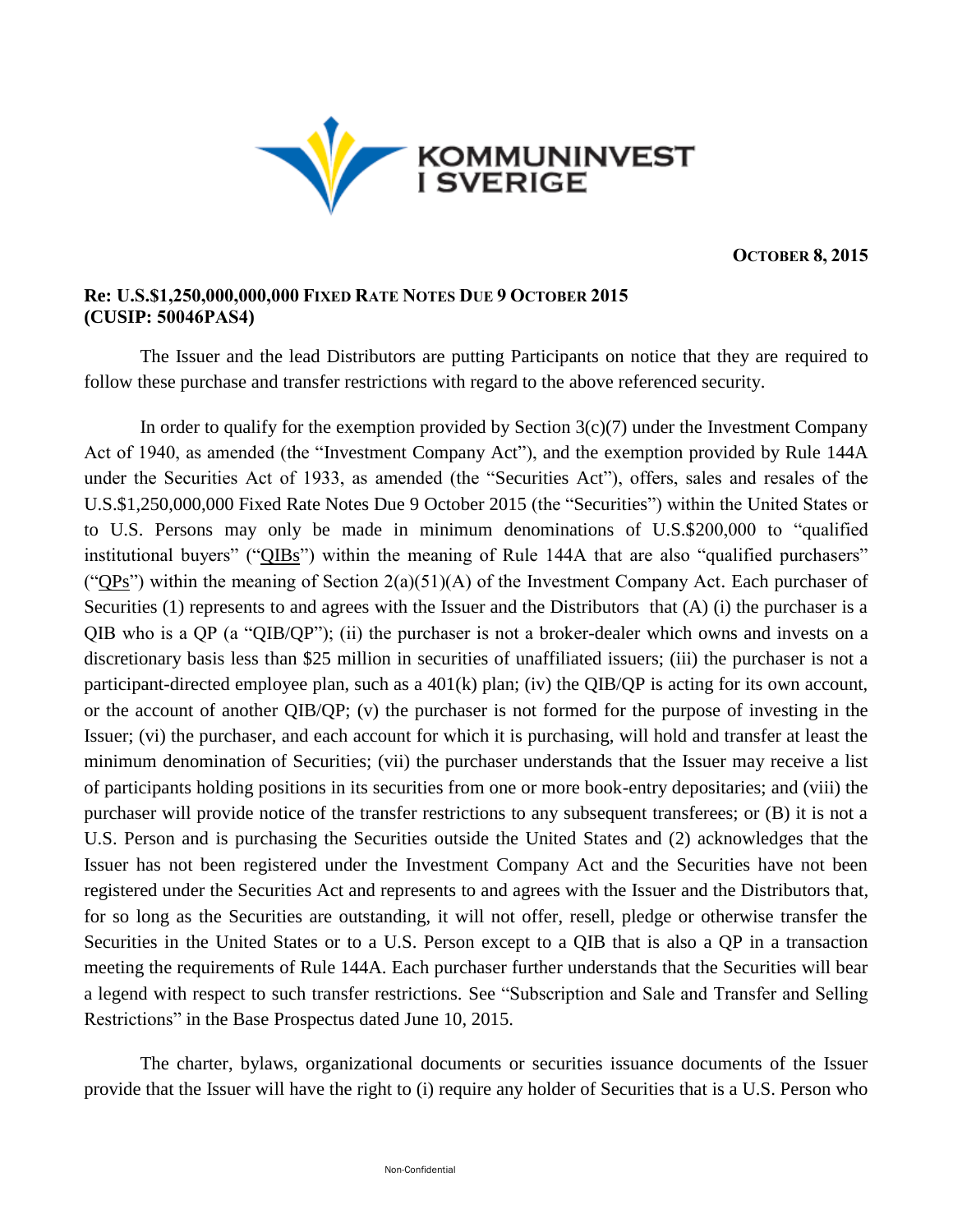**KOMMUNINVEST I SVERIGE**

**OCTOBER 8, 2015**

**Re: U.S.$1,250,000,000,000 FIXED RATE NOTES DUE 9 OCTOBER 2015 (CUSIP: 50046PAS4)**

The Issuer and the lead Distributors are putting Participants on notice that they are required to follow these purchase and transfer restrictions with regard to the above referenced security.

In order to qualify for the exemption provided by Section 3(c)(7) under the Investment Company Act of 1940, as amended (the "Investment Company Act"), and the exemption provided by Rule 144A under the Securities Act of 1933, as amended (the "Securities Act"), offers, sales and resales of the U.S.$1,250,000,000 Fixed Rate Notes Due 9 October 2015 (the "Securities") within the United States or to U.S. Persons may only be made in minimum denominations of U.S.$200,000 to "qualified institutional buyers" ("QIBs") within the meaning of Rule 144A that are also "qualified purchasers" ("QPs") within the meaning of Section 2(a)(51)(A) of the Investment Company Act. Each purchaser of Securities (1) represents to and agrees with the Issuer and the Distributors that (A) (i) the purchaser is a QIB who is a QP (a "QIB/QP"); (ii) the purchaser is not a broker-dealer which owns and invests on a discretionary basis less than $25 million in securities of unaffiliated issuers; (iii) the purchaser is not a participant-directed employee plan, such as a 401(k) plan; (iv) the QIB/QP is acting for its own account, or the account of another QIB/QP; (v) the purchaser is not formed for the purpose of investing in the Issuer; (vi) the purchaser, and each account for which it is purchasing, will hold and transfer at least the minimum denomination of Securities; (vii) the purchaser understands that the Issuer may receive a list of participants holding positions in its securities from one or more book-entry depositaries; and (viii) the purchaser will provide notice of the transfer restrictions to any subsequent transferees; or (B) it is not a U.S. Person and is purchasing the Securities outside the United States and (2) acknowledges that the Issuer has not been registered under the Investment Company Act and the Securities have not been registered under the Securities Act and represents to and agrees with the Issuer and the Distributors that, for so long as the Securities are outstanding, it will not offer, resell, pledge or otherwise transfer the Securities in the United States or to a U.S. Person except to a QIB that is also a QP in a transaction meeting the requirements of Rule 144A. Each purchaser further understands that the Securities will bear a legend with respect to such transfer restrictions. See "Subscription and Sale and Transfer and Selling Restrictions" in the Base Prospectus dated June 10, 2015.

The charter, bylaws, organizational documents or securities issuance documents of the Issuer provide that the Issuer will have the right to (i) require any holder of Securities that is a U.S. Person who

Non-Confidential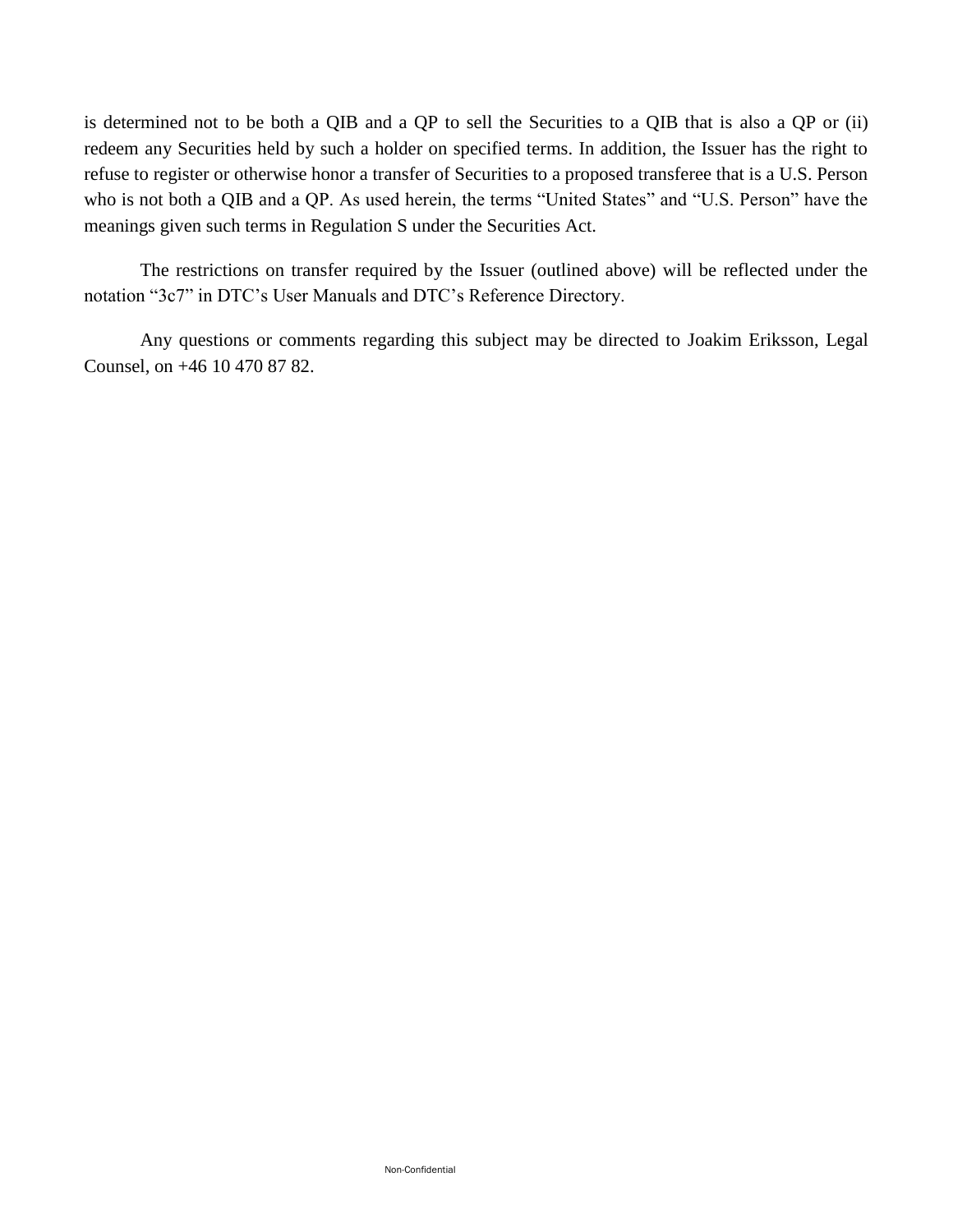is determined not to be both a QIB and a QP to sell the Securities to a QIB that is also a QP or (ii) redeem any Securities held by such a holder on specified terms. In addition, the Issuer has the right to refuse to register or otherwise honor a transfer of Securities to a proposed transferee that is a U.S. Person who is not both a QIB and a QP. As used herein, the terms "United States" and "U.S. Person" have the meanings given such terms in Regulation S under the Securities Act.

The restrictions on transfer required by the Issuer (outlined above) will be reflected under the notation "3c7" in DTC's User Manuals and DTC's Reference Directory.

Any questions or comments regarding this subject may be directed to Joakim Eriksson, Legal Counsel, on +46 10 470 87 82.

Non-Confidential